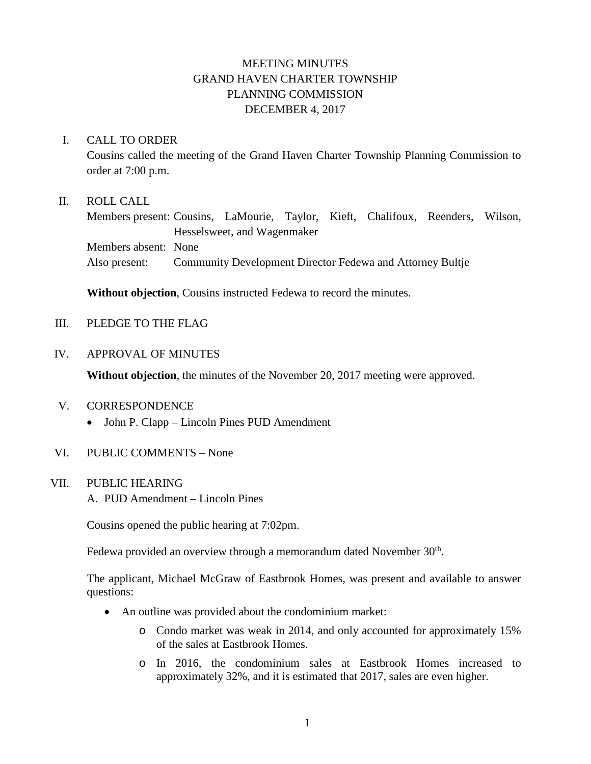# MEETING MINUTES
# GRAND HAVEN CHARTER TOWNSHIP
# PLANNING COMMISSION
# DECEMBER 4, 2017

## I. CALL TO ORDER

Cousins called the meeting of the Grand Haven Charter Township Planning Commission to order at 7:00 p.m.

## II. ROLL CALL

Members present: Cousins, LaMourie, Taylor, Kieft, Chalifoux, Reenders, Wilson, Hesselsweet, and Wagenmaker

Members absent: None

Also present: Community Development Director Fedewa and Attorney Bultje

**Without objection**, Cousins instructed Fedewa to record the minutes.

## III. PLEDGE TO THE FLAG

## IV. APPROVAL OF MINUTES

**Without objection**, the minutes of the November 20, 2017 meeting were approved.

## V. CORRESPONDENCE

- John P. Clapp – Lincoln Pines PUD Amendment

## VI. PUBLIC COMMENTS – None

## VII. PUBLIC HEARING

A. PUD Amendment – Lincoln Pines

Cousins opened the public hearing at 7:02pm.

Fedewa provided an overview through a memorandum dated November 30th.

The applicant, Michael McGraw of Eastbrook Homes, was present and available to answer questions:

- An outline was provided about the condominium market:
  - Condo market was weak in 2014, and only accounted for approximately 15% of the sales at Eastbrook Homes.
  - In 2016, the condominium sales at Eastbrook Homes increased to approximately 32%, and it is estimated that 2017, sales are even higher.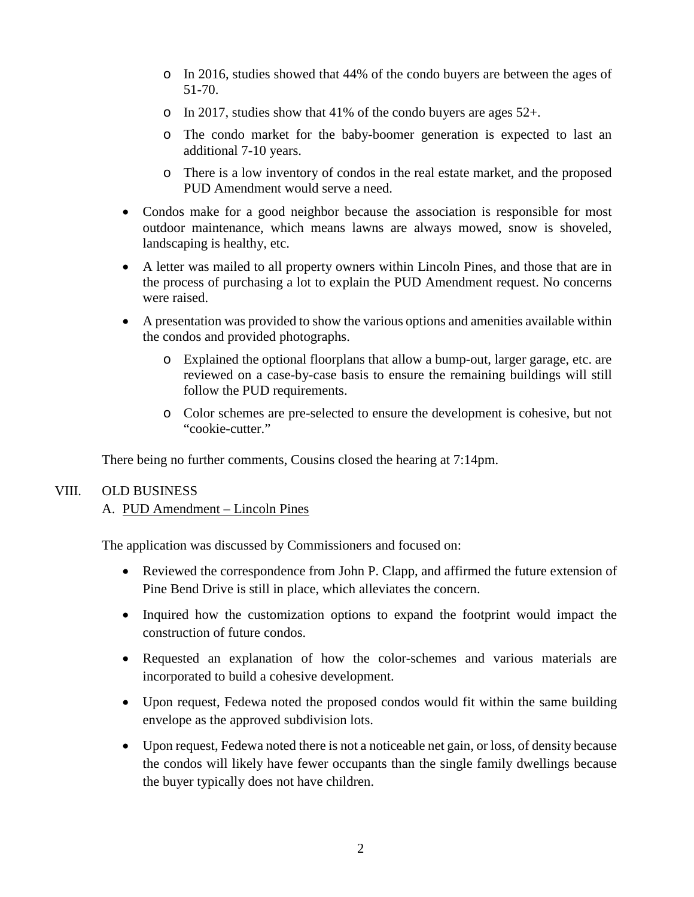- In 2016, studies showed that 44% of the condo buyers are between the ages of 51-70.
  - In 2017, studies show that 41% of the condo buyers are ages 52+.
  - The condo market for the baby-boomer generation is expected to last an additional 7-10 years.
  - There is a low inventory of condos in the real estate market, and the proposed PUD Amendment would serve a need.
- Condos make for a good neighbor because the association is responsible for most outdoor maintenance, which means lawns are always mowed, snow is shoveled, landscaping is healthy, etc.
- A letter was mailed to all property owners within Lincoln Pines, and those that are in the process of purchasing a lot to explain the PUD Amendment request. No concerns were raised.
- A presentation was provided to show the various options and amenities available within the condos and provided photographs.
  - Explained the optional floorplans that allow a bump-out, larger garage, etc. are reviewed on a case-by-case basis to ensure the remaining buildings will still follow the PUD requirements.
  - Color schemes are pre-selected to ensure the development is cohesive, but not "cookie-cutter."

There being no further comments, Cousins closed the hearing at 7:14pm.

## VIII. OLD BUSINESS

### A. PUD Amendment – Lincoln Pines

The application was discussed by Commissioners and focused on:

- Reviewed the correspondence from John P. Clapp, and affirmed the future extension of Pine Bend Drive is still in place, which alleviates the concern.
- Inquired how the customization options to expand the footprint would impact the construction of future condos.
- Requested an explanation of how the color-schemes and various materials are incorporated to build a cohesive development.
- Upon request, Fedewa noted the proposed condos would fit within the same building envelope as the approved subdivision lots.
- Upon request, Fedewa noted there is not a noticeable net gain, or loss, of density because the condos will likely have fewer occupants than the single family dwellings because the buyer typically does not have children.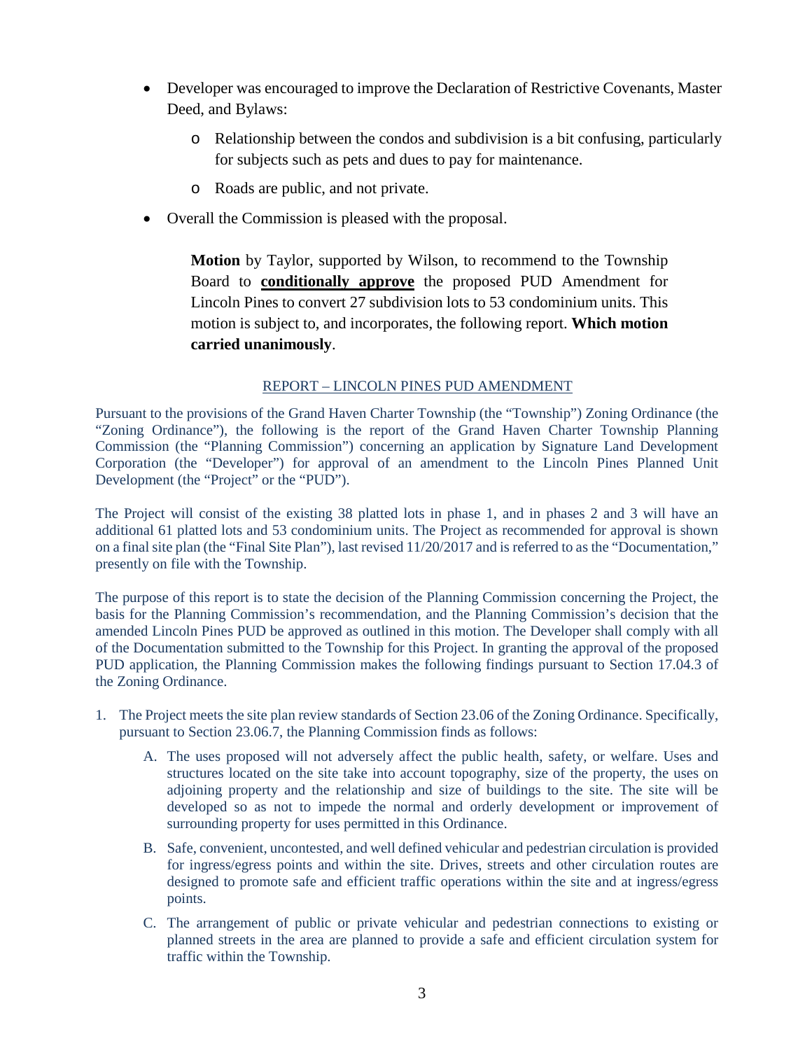- Developer was encouraged to improve the Declaration of Restrictive Covenants, Master Deed, and Bylaws:
  - Relationship between the condos and subdivision is a bit confusing, particularly for subjects such as pets and dues to pay for maintenance.
  - Roads are public, and not private.
- Overall the Commission is pleased with the proposal.

> **Motion** by Taylor, supported by Wilson, to recommend to the Township Board to **conditionally approve** the proposed PUD Amendment for Lincoln Pines to convert 27 subdivision lots to 53 condominium units. This motion is subject to, and incorporates, the following report. **Which motion carried unanimously**.

<u>REPORT – LINCOLN PINES PUD AMENDMENT</u>

Pursuant to the provisions of the Grand Haven Charter Township (the "Township") Zoning Ordinance (the "Zoning Ordinance"), the following is the report of the Grand Haven Charter Township Planning Commission (the "Planning Commission") concerning an application by Signature Land Development Corporation (the "Developer") for approval of an amendment to the Lincoln Pines Planned Unit Development (the "Project" or the "PUD").

The Project will consist of the existing 38 platted lots in phase 1, and in phases 2 and 3 will have an additional 61 platted lots and 53 condominium units. The Project as recommended for approval is shown on a final site plan (the "Final Site Plan"), last revised 11/20/2017 and is referred to as the "Documentation," presently on file with the Township.

The purpose of this report is to state the decision of the Planning Commission concerning the Project, the basis for the Planning Commission's recommendation, and the Planning Commission's decision that the amended Lincoln Pines PUD be approved as outlined in this motion. The Developer shall comply with all of the Documentation submitted to the Township for this Project. In granting the approval of the proposed PUD application, the Planning Commission makes the following findings pursuant to Section 17.04.3 of the Zoning Ordinance.

1. The Project meets the site plan review standards of Section 23.06 of the Zoning Ordinance. Specifically, pursuant to Section 23.06.7, the Planning Commission finds as follows:
   A. The uses proposed will not adversely affect the public health, safety, or welfare. Uses and structures located on the site take into account topography, size of the property, the uses on adjoining property and the relationship and size of buildings to the site. The site will be developed so as not to impede the normal and orderly development or improvement of surrounding property for uses permitted in this Ordinance.
   B. Safe, convenient, uncontested, and well defined vehicular and pedestrian circulation is provided for ingress/egress points and within the site. Drives, streets and other circulation routes are designed to promote safe and efficient traffic operations within the site and at ingress/egress points.
   C. The arrangement of public or private vehicular and pedestrian connections to existing or planned streets in the area are planned to provide a safe and efficient circulation system for traffic within the Township.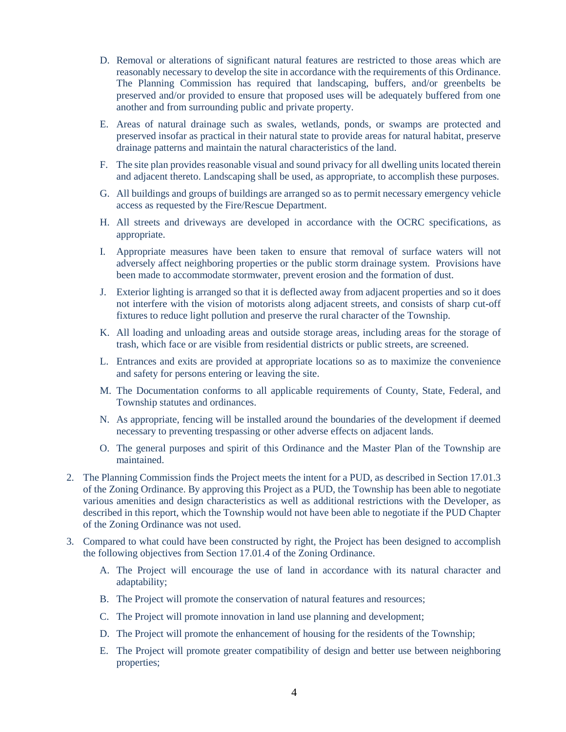D. Removal or alterations of significant natural features are restricted to those areas which are reasonably necessary to develop the site in accordance with the requirements of this Ordinance. The Planning Commission has required that landscaping, buffers, and/or greenbelts be preserved and/or provided to ensure that proposed uses will be adequately buffered from one another and from surrounding public and private property.

E. Areas of natural drainage such as swales, wetlands, ponds, or swamps are protected and preserved insofar as practical in their natural state to provide areas for natural habitat, preserve drainage patterns and maintain the natural characteristics of the land.

F. The site plan provides reasonable visual and sound privacy for all dwelling units located therein and adjacent thereto. Landscaping shall be used, as appropriate, to accomplish these purposes.

G. All buildings and groups of buildings are arranged so as to permit necessary emergency vehicle access as requested by the Fire/Rescue Department.

H. All streets and driveways are developed in accordance with the OCRC specifications, as appropriate.

I. Appropriate measures have been taken to ensure that removal of surface waters will not adversely affect neighboring properties or the public storm drainage system. Provisions have been made to accommodate stormwater, prevent erosion and the formation of dust.

J. Exterior lighting is arranged so that it is deflected away from adjacent properties and so it does not interfere with the vision of motorists along adjacent streets, and consists of sharp cut-off fixtures to reduce light pollution and preserve the rural character of the Township.

K. All loading and unloading areas and outside storage areas, including areas for the storage of trash, which face or are visible from residential districts or public streets, are screened.

L. Entrances and exits are provided at appropriate locations so as to maximize the convenience and safety for persons entering or leaving the site.

M. The Documentation conforms to all applicable requirements of County, State, Federal, and Township statutes and ordinances.

N. As appropriate, fencing will be installed around the boundaries of the development if deemed necessary to preventing trespassing or other adverse effects on adjacent lands.

O. The general purposes and spirit of this Ordinance and the Master Plan of the Township are maintained.

2. The Planning Commission finds the Project meets the intent for a PUD, as described in Section 17.01.3 of the Zoning Ordinance. By approving this Project as a PUD, the Township has been able to negotiate various amenities and design characteristics as well as additional restrictions with the Developer, as described in this report, which the Township would not have been able to negotiate if the PUD Chapter of the Zoning Ordinance was not used.

3. Compared to what could have been constructed by right, the Project has been designed to accomplish the following objectives from Section 17.01.4 of the Zoning Ordinance.

   A. The Project will encourage the use of land in accordance with its natural character and adaptability;

   B. The Project will promote the conservation of natural features and resources;

   C. The Project will promote innovation in land use planning and development;

   D. The Project will promote the enhancement of housing for the residents of the Township;

   E. The Project will promote greater compatibility of design and better use between neighboring properties;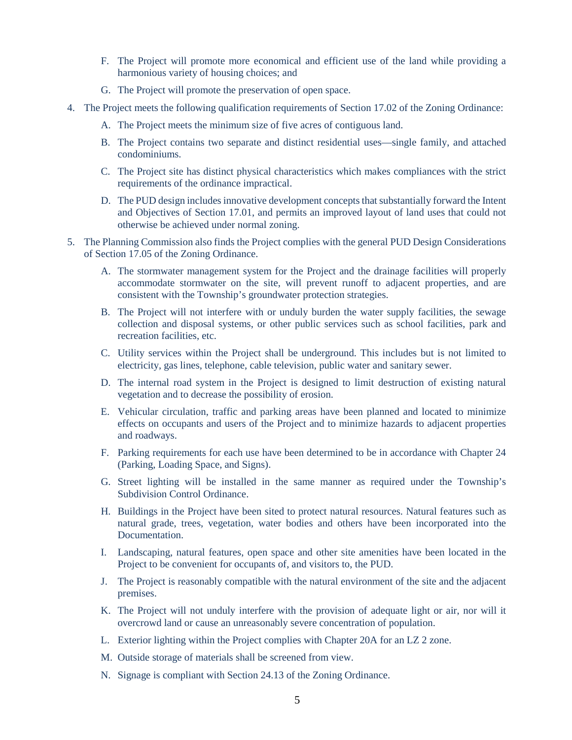F. The Project will promote more economical and efficient use of the land while providing a harmonious variety of housing choices; and

G. The Project will promote the preservation of open space.

4. The Project meets the following qualification requirements of Section 17.02 of the Zoning Ordinance:

   A. The Project meets the minimum size of five acres of contiguous land.

   B. The Project contains two separate and distinct residential uses—single family, and attached condominiums.

   C. The Project site has distinct physical characteristics which makes compliances with the strict requirements of the ordinance impractical.

   D. The PUD design includes innovative development concepts that substantially forward the Intent and Objectives of Section 17.01, and permits an improved layout of land uses that could not otherwise be achieved under normal zoning.

5. The Planning Commission also finds the Project complies with the general PUD Design Considerations of Section 17.05 of the Zoning Ordinance.

   A. The stormwater management system for the Project and the drainage facilities will properly accommodate stormwater on the site, will prevent runoff to adjacent properties, and are consistent with the Township's groundwater protection strategies.

   B. The Project will not interfere with or unduly burden the water supply facilities, the sewage collection and disposal systems, or other public services such as school facilities, park and recreation facilities, etc.

   C. Utility services within the Project shall be underground. This includes but is not limited to electricity, gas lines, telephone, cable television, public water and sanitary sewer.

   D. The internal road system in the Project is designed to limit destruction of existing natural vegetation and to decrease the possibility of erosion.

   E. Vehicular circulation, traffic and parking areas have been planned and located to minimize effects on occupants and users of the Project and to minimize hazards to adjacent properties and roadways.

   F. Parking requirements for each use have been determined to be in accordance with Chapter 24 (Parking, Loading Space, and Signs).

   G. Street lighting will be installed in the same manner as required under the Township's Subdivision Control Ordinance.

   H. Buildings in the Project have been sited to protect natural resources. Natural features such as natural grade, trees, vegetation, water bodies and others have been incorporated into the Documentation.

   I. Landscaping, natural features, open space and other site amenities have been located in the Project to be convenient for occupants of, and visitors to, the PUD.

   J. The Project is reasonably compatible with the natural environment of the site and the adjacent premises.

   K. The Project will not unduly interfere with the provision of adequate light or air, nor will it overcrowd land or cause an unreasonably severe concentration of population.

   L. Exterior lighting within the Project complies with Chapter 20A for an LZ 2 zone.

   M. Outside storage of materials shall be screened from view.

   N. Signage is compliant with Section 24.13 of the Zoning Ordinance.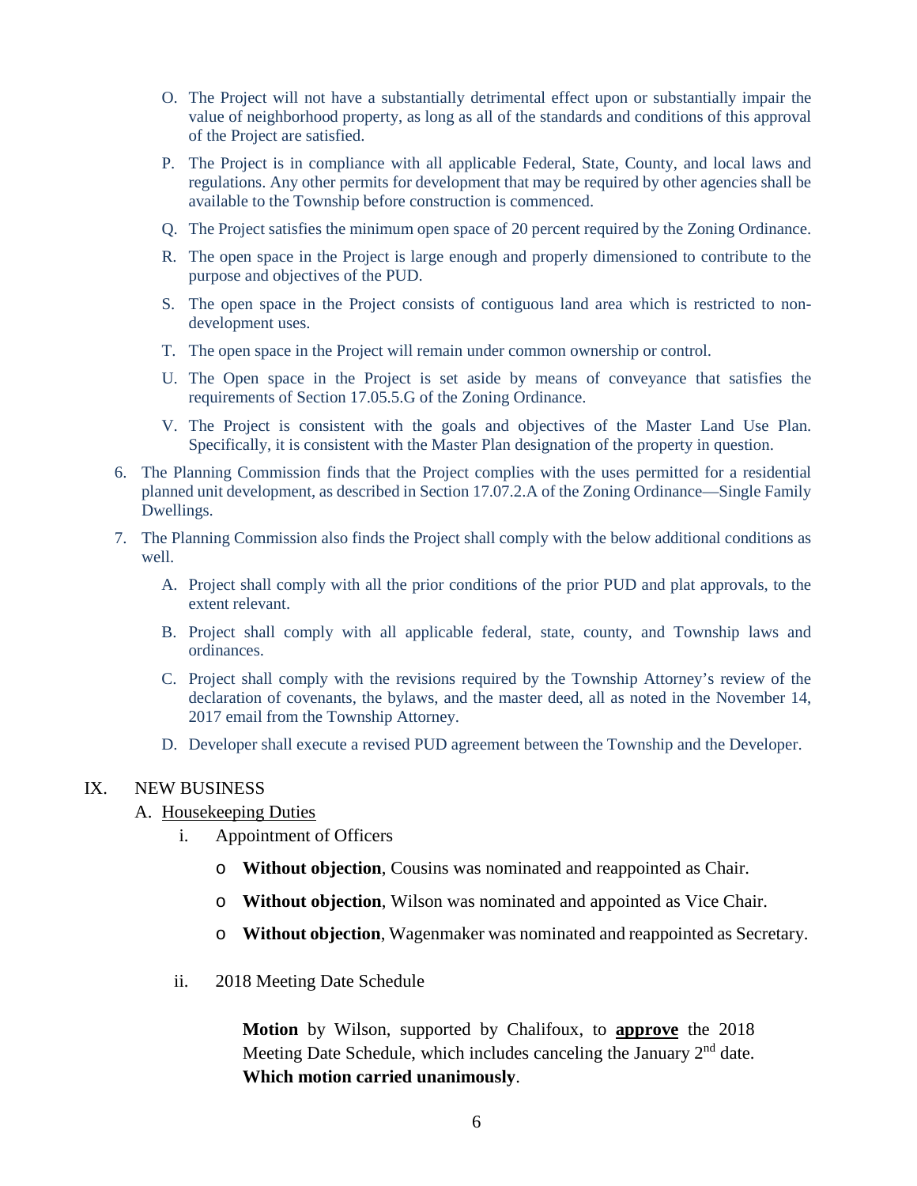O. The Project will not have a substantially detrimental effect upon or substantially impair the value of neighborhood property, as long as all of the standards and conditions of this approval of the Project are satisfied.

P. The Project is in compliance with all applicable Federal, State, County, and local laws and regulations. Any other permits for development that may be required by other agencies shall be available to the Township before construction is commenced.

Q. The Project satisfies the minimum open space of 20 percent required by the Zoning Ordinance.

R. The open space in the Project is large enough and properly dimensioned to contribute to the purpose and objectives of the PUD.

S. The open space in the Project consists of contiguous land area which is restricted to non-development uses.

T. The open space in the Project will remain under common ownership or control.

U. The Open space in the Project is set aside by means of conveyance that satisfies the requirements of Section 17.05.5.G of the Zoning Ordinance.

V. The Project is consistent with the goals and objectives of the Master Land Use Plan. Specifically, it is consistent with the Master Plan designation of the property in question.

6. The Planning Commission finds that the Project complies with the uses permitted for a residential planned unit development, as described in Section 17.07.2.A of the Zoning Ordinance—Single Family Dwellings.

7. The Planning Commission also finds the Project shall comply with the below additional conditions as well.

   A. Project shall comply with all the prior conditions of the prior PUD and plat approvals, to the extent relevant.

   B. Project shall comply with all applicable federal, state, county, and Township laws and ordinances.

   C. Project shall comply with the revisions required by the Township Attorney's review of the declaration of covenants, the bylaws, and the master deed, all as noted in the November 14, 2017 email from the Township Attorney.

   D. Developer shall execute a revised PUD agreement between the Township and the Developer.

## IX. NEW BUSINESS

### A. Housekeeping Duties

i. Appointment of Officers

- **Without objection**, Cousins was nominated and reappointed as Chair.
- **Without objection**, Wilson was nominated and appointed as Vice Chair.
- **Without objection**, Wagenmaker was nominated and reappointed as Secretary.

ii. 2018 Meeting Date Schedule

**Motion** by Wilson, supported by Chalifoux, to **approve** the 2018 Meeting Date Schedule, which includes canceling the January 2nd date. **Which motion carried unanimously**.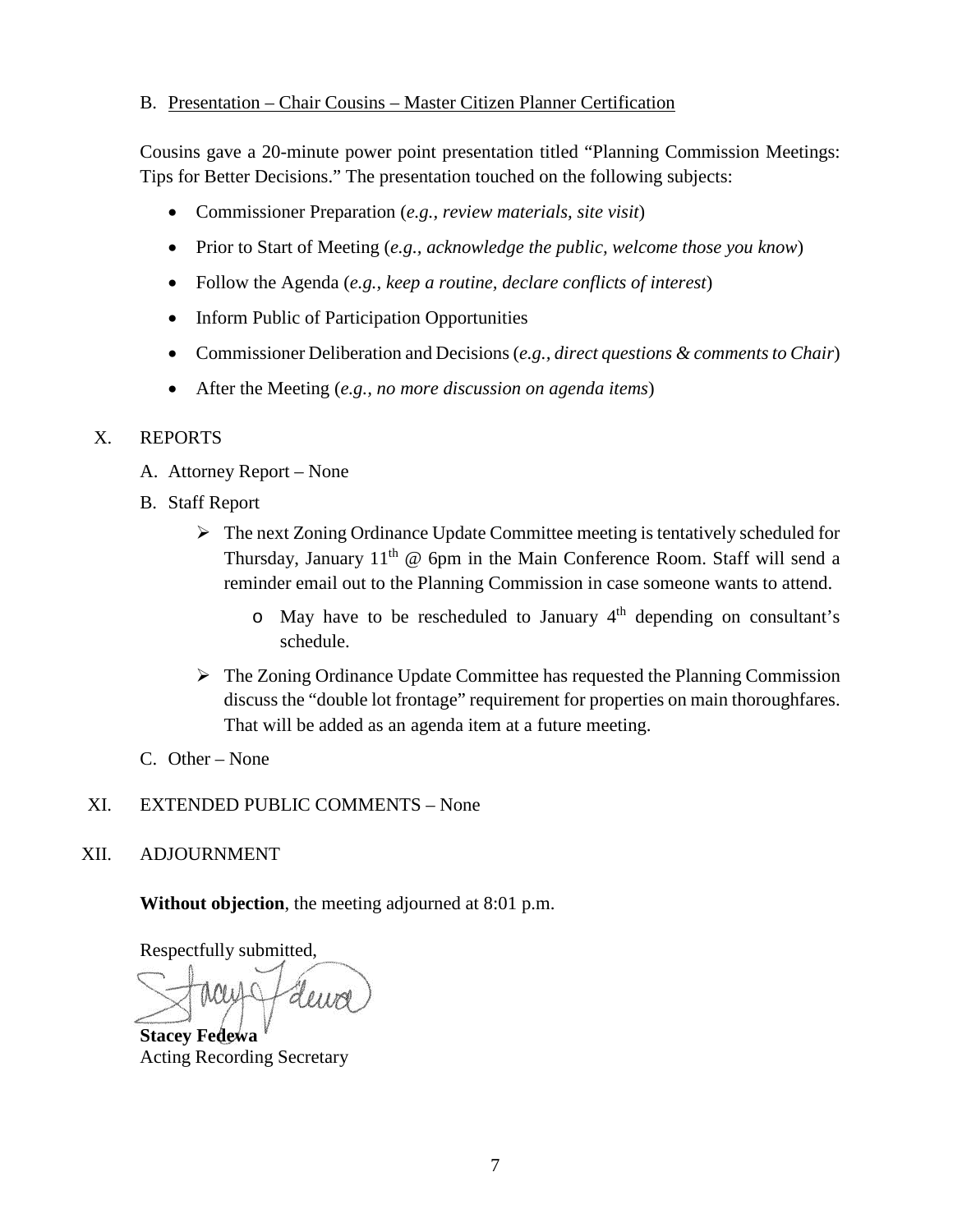B. Presentation – Chair Cousins – Master Citizen Planner Certification

Cousins gave a 20-minute power point presentation titled "Planning Commission Meetings: Tips for Better Decisions." The presentation touched on the following subjects:

- Commissioner Preparation (*e.g., review materials, site visit*)
- Prior to Start of Meeting (*e.g., acknowledge the public, welcome those you know*)
- Follow the Agenda (*e.g., keep a routine, declare conflicts of interest*)
- Inform Public of Participation Opportunities
- Commissioner Deliberation and Decisions (*e.g., direct questions & comments to Chair*)
- After the Meeting (*e.g., no more discussion on agenda items*)

X. REPORTS

A. Attorney Report – None

B. Staff Report

- The next Zoning Ordinance Update Committee meeting is tentatively scheduled for Thursday, January 11th @ 6pm in the Main Conference Room. Staff will send a reminder email out to the Planning Commission in case someone wants to attend.
  - May have to be rescheduled to January 4th depending on consultant's schedule.
- The Zoning Ordinance Update Committee has requested the Planning Commission discuss the "double lot frontage" requirement for properties on main thoroughfares. That will be added as an agenda item at a future meeting.

C. Other – None

XI. EXTENDED PUBLIC COMMENTS – None

XII. ADJOURNMENT

**Without objection**, the meeting adjourned at 8:01 p.m.

Respectfully submitted,

**Stacey Fedewa**
Acting Recording Secretary